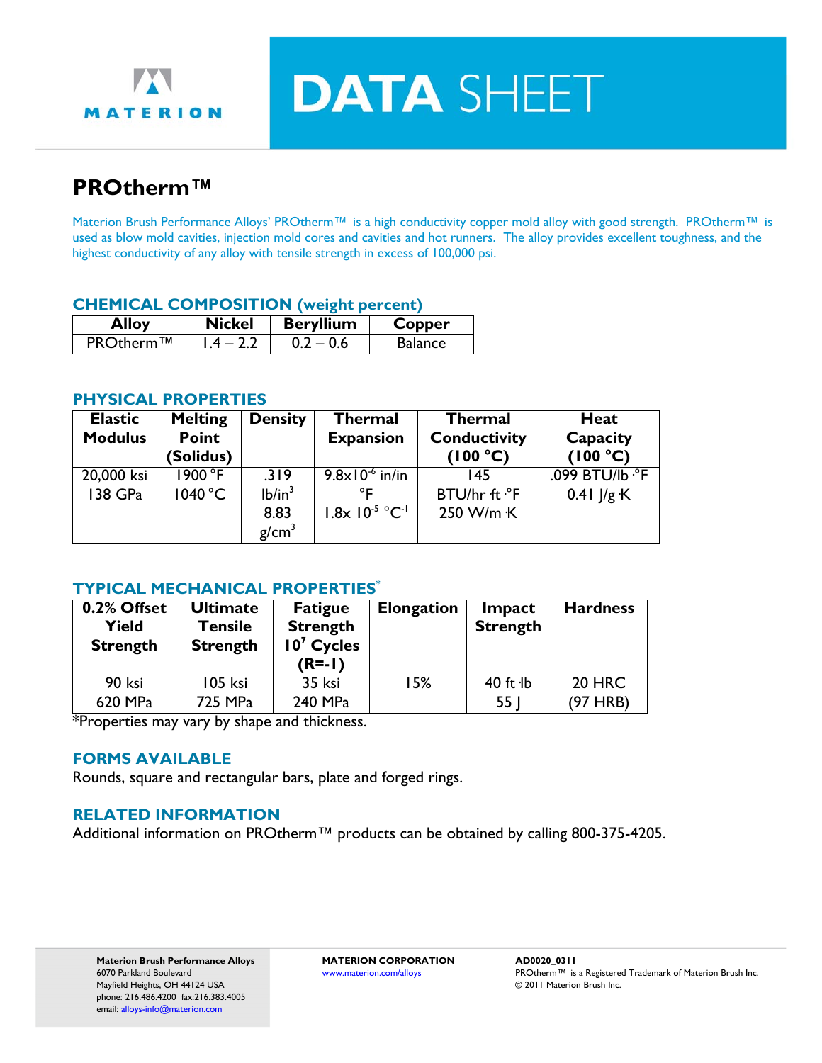MATERION

# DATA SHEET

## PROtherm™

Materion Brush Performance Alloys' PROtherm™ is a high conductivity copper mold alloy with good strength. PROtherm™ is used as blow mold cavities, injection mold cores and cavities and hot runners. The alloy provides excellent toughness, and the highest conductivity of any alloy with tensile strength in excess of 100,000 psi.

### CHEMICAL COMPOSITION (weight percent)

| Alloy | Nickel | Beryllium | Copper |
|---|---|---|---|
| PROtherm™ | 1.4 – 2.2 | 0.2 – 0.6 | Balance |

### PHYSICAL PROPERTIES

| Elastic Modulus | Melting Point (Solidus) | Density | Thermal Expansion | Thermal Conductivity (100 °C) | Heat Capacity (100 °C) |
|---|---|---|---|---|---|
| 20,000 ksi<br>138 GPa | 1900 °F<br>1040 °C | .319 lb/in$^3$<br>8.83 g/cm$^3$ | $9.8 \times 10^{-6}$ in/in °F<br>$1.8 \times 10^{-5}$ °C$^{-1}$ | 145 BTU/hr·ft·°F<br>250 W/m·K | .099 BTU/lb·°F<br>0.41 J/g·K |

### TYPICAL MECHANICAL PROPERTIES*

| 0.2% Offset Yield Strength | Ultimate Tensile Strength | Fatigue Strength $10^7$ Cycles (R=-1) | Elongation | Impact Strength | Hardness |
|---|---|---|---|---|---|
| 90 ksi<br>620 MPa | 105 ksi<br>725 MPa | 35 ksi<br>240 MPa | 15% | 40 ft·lb<br>55 J | 20 HRC<br>(97 HRB) |

*Properties may vary by shape and thickness.

### FORMS AVAILABLE

Rounds, square and rectangular bars, plate and forged rings.

### RELATED INFORMATION

Additional information on PROtherm™ products can be obtained by calling 800-375-4205.

**Materion Brush Performance Alloys**
6070 Parkland Boulevard
Mayfield Heights, OH 44124 USA
phone: 216.486.4200 fax:216.383.4005
email: alloys-info@materion.com

**MATERION CORPORATION**
www.materion.com/alloys

**AD0020_0311**
PROtherm™ is a Registered Trademark of Materion Brush Inc.
© 2011 Materion Brush Inc.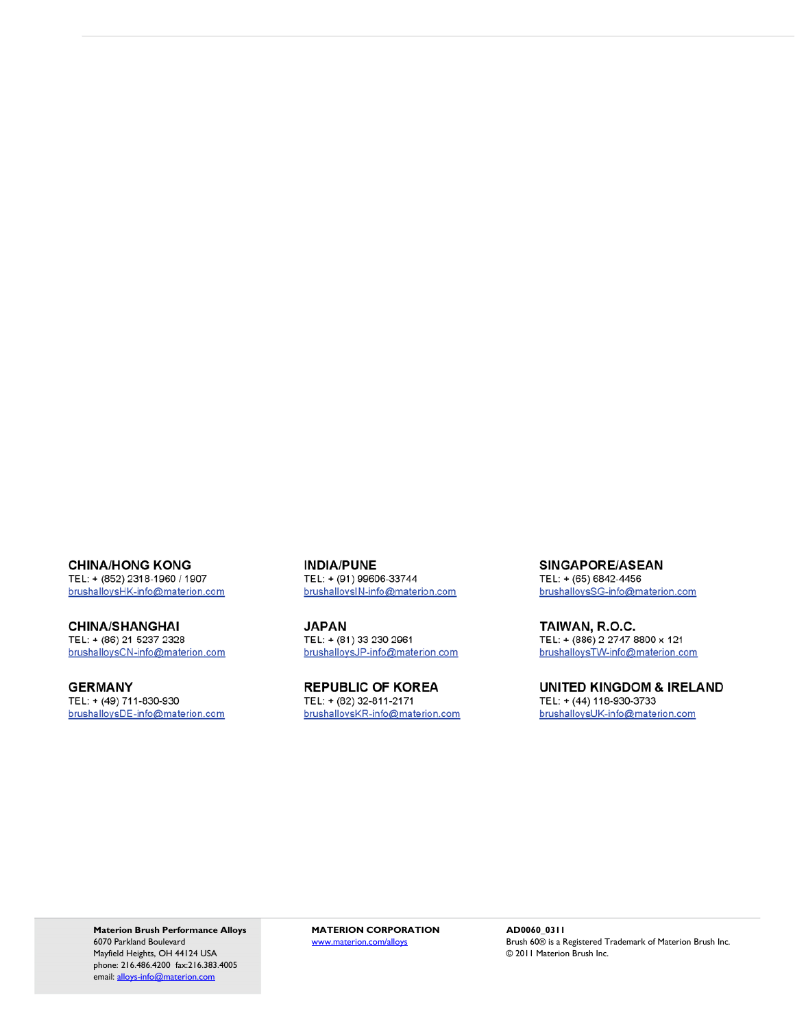**CHINA/HONG KONG**
TEL: + (852) 2318-1960 / 1907
brushalloysHK-info@materion.com

**CHINA/SHANGHAI**
TEL: + (86) 21 5237 2328
brushalloysCN-info@materion.com

**GERMANY**
TEL: + (49) 711-830-930
brushalloysDE-info@materion.com

**INDIA/PUNE**
TEL: + (91) 99606-33744
brushalloysIN-info@materion.com

**JAPAN**
TEL: + (81) 33 230 2961
brushalloysJP-info@materion.com

**REPUBLIC OF KOREA**
TEL: + (82) 32-811-2171
brushalloysKR-info@materion.com

**SINGAPORE/ASEAN**
TEL: + (65) 6842-4456
brushalloysSG-info@materion.com

**TAIWAN, R.O.C.**
TEL: + (886) 2 2747 8800 x 121
brushalloysTW-info@materion.com

**UNITED KINGDOM & IRELAND**
TEL: + (44) 118-930-3733
brushalloysUK-info@materion.com

**Materion Brush Performance Alloys**
6070 Parkland Boulevard
Mayfield Heights, OH 44124 USA
phone: 216.486.4200 fax:216.383.4005
email: alloys-info@materion.com

**MATERION CORPORATION**
www.materion.com/alloys

**AD0060_0311**
Brush 60® is a Registered Trademark of Materion Brush Inc.
© 2011 Materion Brush Inc.